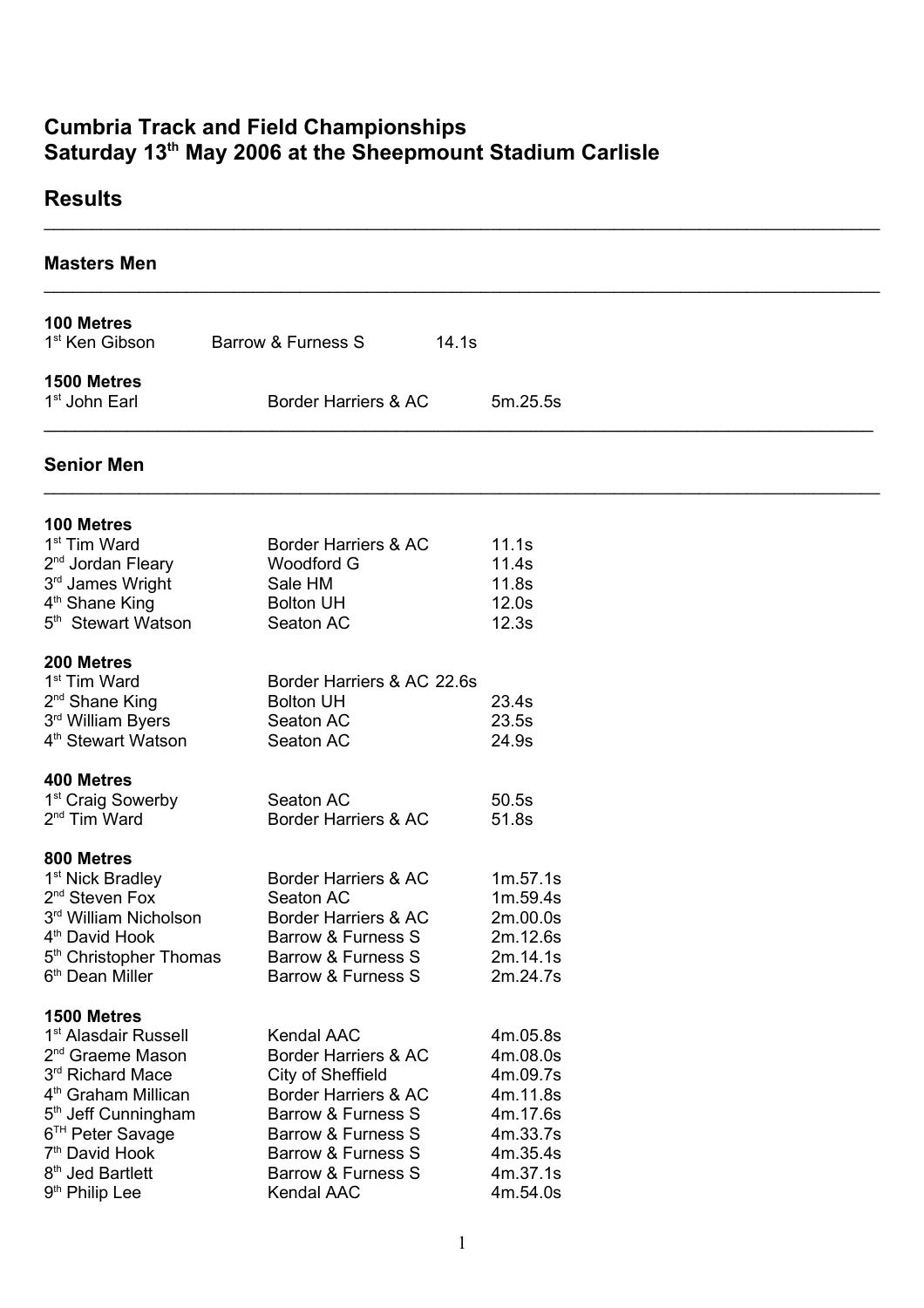# Cumbria Track and Field Championships
# Saturday 13th May 2006 at the Sheepmount Stadium Carlisle

## Results

---

### Masters Men

---

**100 Metres**

| Place | Name | Club | Time |
|---|---|---|---|
| 1st | Ken Gibson | Barrow & Furness S | 14.1s |

**1500 Metres**

| Place | Name | Club | Time |
|---|---|---|---|
| 1st | John Earl | Border Harriers & AC | 5m.25.5s |

---

### Senior Men

---

**100 Metres**

| Place | Name | Club | Time |
|---|---|---|---|
| 1st | Tim Ward | Border Harriers & AC | 11.1s |
| 2nd | Jordan Fleary | Woodford G | 11.4s |
| 3rd | James Wright | Sale HM | 11.8s |
| 4th | Shane King | Bolton UH | 12.0s |
| 5th | Stewart Watson | Seaton AC | 12.3s |

**200 Metres**

| Place | Name | Club | Time |
|---|---|---|---|
| 1st | Tim Ward | Border Harriers & AC | 22.6s |
| 2nd | Shane King | Bolton UH | 23.4s |
| 3rd | William Byers | Seaton AC | 23.5s |
| 4th | Stewart Watson | Seaton AC | 24.9s |

**400 Metres**

| Place | Name | Club | Time |
|---|---|---|---|
| 1st | Craig Sowerby | Seaton AC | 50.5s |
| 2nd | Tim Ward | Border Harriers & AC | 51.8s |

**800 Metres**

| Place | Name | Club | Time |
|---|---|---|---|
| 1st | Nick Bradley | Border Harriers & AC | 1m.57.1s |
| 2nd | Steven Fox | Seaton AC | 1m.59.4s |
| 3rd | William Nicholson | Border Harriers & AC | 2m.00.0s |
| 4th | David Hook | Barrow & Furness S | 2m.12.6s |
| 5th | Christopher Thomas | Barrow & Furness S | 2m.14.1s |
| 6th | Dean Miller | Barrow & Furness S | 2m.24.7s |

**1500 Metres**

| Place | Name | Club | Time |
|---|---|---|---|
| 1st | Alasdair Russell | Kendal AAC | 4m.05.8s |
| 2nd | Graeme Mason | Border Harriers & AC | 4m.08.0s |
| 3rd | Richard Mace | City of Sheffield | 4m.09.7s |
| 4th | Graham Millican | Border Harriers & AC | 4m.11.8s |
| 5th | Jeff Cunningham | Barrow & Furness S | 4m.17.6s |
| 6TH | Peter Savage | Barrow & Furness S | 4m.33.7s |
| 7th | David Hook | Barrow & Furness S | 4m.35.4s |
| 8th | Jed Bartlett | Barrow & Furness S | 4m.37.1s |
| 9th | Philip Lee | Kendal AAC | 4m.54.0s |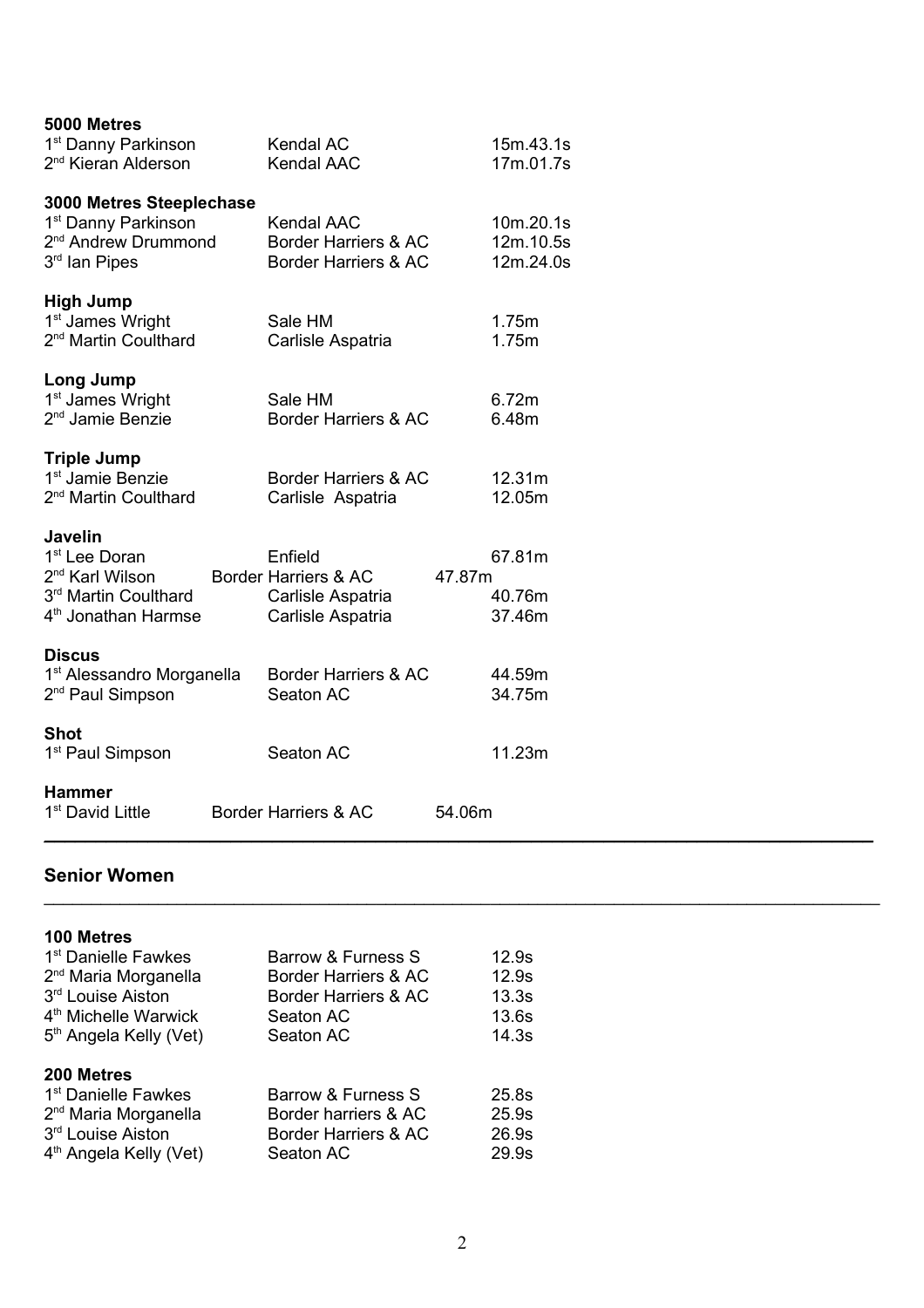**5000 Metres**

| | | |
|---|---|---|
| 1st Danny Parkinson | Kendal AC | 15m.43.1s |
| 2nd Kieran Alderson | Kendal AAC | 17m.01.7s |

**3000 Metres Steeplechase**

| | | |
|---|---|---|
| 1st Danny Parkinson | Kendal AAC | 10m.20.1s |
| 2nd Andrew Drummond | Border Harriers & AC | 12m.10.5s |
| 3rd Ian Pipes | Border Harriers & AC | 12m.24.0s |

**High Jump**

| | | |
|---|---|---|
| 1st James Wright | Sale HM | 1.75m |
| 2nd Martin Coulthard | Carlisle Aspatria | 1.75m |

**Long Jump**

| | | |
|---|---|---|
| 1st James Wright | Sale HM | 6.72m |
| 2nd Jamie Benzie | Border Harriers & AC | 6.48m |

**Triple Jump**

| | | |
|---|---|---|
| 1st Jamie Benzie | Border Harriers & AC | 12.31m |
| 2nd Martin Coulthard | Carlisle Aspatria | 12.05m |

**Javelin**

| | | |
|---|---|---|
| 1st Lee Doran | Enfield | 67.81m |
| 2nd Karl Wilson | Border Harriers & AC | 47.87m |
| 3rd Martin Coulthard | Carlisle Aspatria | 40.76m |
| 4th Jonathan Harmse | Carlisle Aspatria | 37.46m |

**Discus**

| | | |
|---|---|---|
| 1st Alessandro Morganella | Border Harriers & AC | 44.59m |
| 2nd Paul Simpson | Seaton AC | 34.75m |

**Shot**

| | | |
|---|---|---|
| 1st Paul Simpson | Seaton AC | 11.23m |

**Hammer**

| | | |
|---|---|---|
| 1st David Little | Border Harriers & AC | 54.06m |

---

## Senior Women

---

**100 Metres**

| | | |
|---|---|---|
| 1st Danielle Fawkes | Barrow & Furness S | 12.9s |
| 2nd Maria Morganella | Border Harriers & AC | 12.9s |
| 3rd Louise Aiston | Border Harriers & AC | 13.3s |
| 4th Michelle Warwick | Seaton AC | 13.6s |
| 5th Angela Kelly (Vet) | Seaton AC | 14.3s |

**200 Metres**

| | | |
|---|---|---|
| 1st Danielle Fawkes | Barrow & Furness S | 25.8s |
| 2nd Maria Morganella | Border harriers & AC | 25.9s |
| 3rd Louise Aiston | Border Harriers & AC | 26.9s |
| 4th Angela Kelly (Vet) | Seaton AC | 29.9s |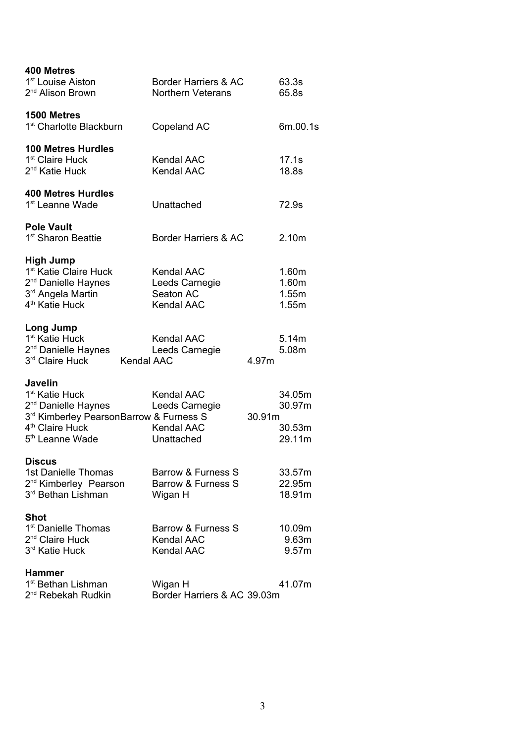**400 Metres**

1st Louise Aiston Border Harriers & AC 63.3s
2nd Alison Brown Northern Veterans 65.8s

**1500 Metres**

1st Charlotte Blackburn Copeland AC 6m.00.1s

**100 Metres Hurdles**

1st Claire Huck Kendal AAC 17.1s
2nd Katie Huck Kendal AAC 18.8s

**400 Metres Hurdles**

1st Leanne Wade Unattached 72.9s

**Pole Vault**

1st Sharon Beattie Border Harriers & AC 2.10m

**High Jump**

1st Katie Claire Huck Kendal AAC 1.60m
2nd Danielle Haynes Leeds Carnegie 1.60m
3rd Angela Martin Seaton AC 1.55m
4th Katie Huck Kendal AAC 1.55m

**Long Jump**

1st Katie Huck Kendal AAC 5.14m
2nd Danielle Haynes Leeds Carnegie 5.08m
3rd Claire Huck Kendal AAC 4.97m

**Javelin**

1st Katie Huck Kendal AAC 34.05m
2nd Danielle Haynes Leeds Carnegie 30.97m
3rd Kimberley PearsonBarrow & Furness S 30.91m
4th Claire Huck Kendal AAC 30.53m
5th Leanne Wade Unattached 29.11m

**Discus**

1st Danielle Thomas Barrow & Furness S 33.57m
2nd Kimberley Pearson Barrow & Furness S 22.95m
3rd Bethan Lishman Wigan H 18.91m

**Shot**

1st Danielle Thomas Barrow & Furness S 10.09m
2nd Claire Huck Kendal AAC 9.63m
3rd Katie Huck Kendal AAC 9.57m

**Hammer**

1st Bethan Lishman Wigan H 41.07m
2nd Rebekah Rudkin Border Harriers & AC 39.03m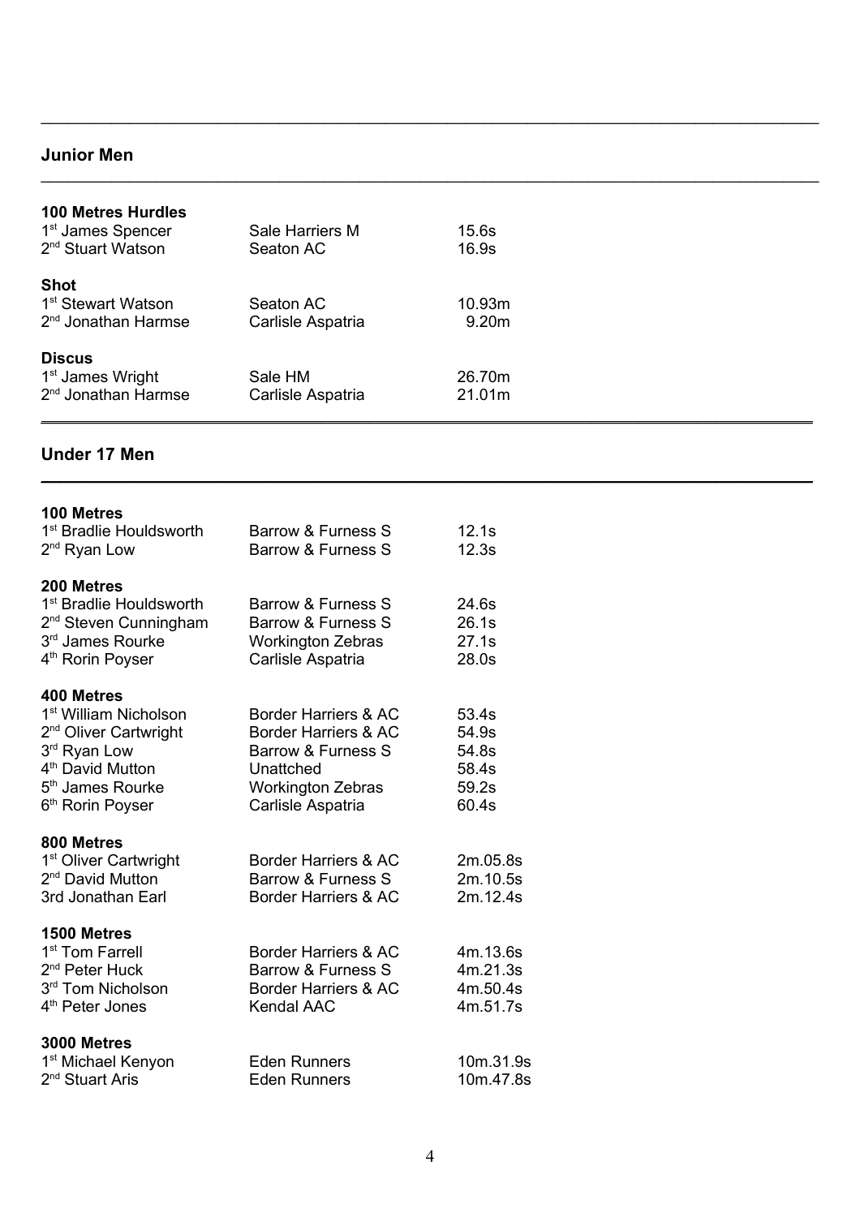## Junior Men

### 100 Metres Hurdles

| Place | Name | Club | Result |
|---|---|---|---|
| 1st | James Spencer | Sale Harriers M | 15.6s |
| 2nd | Stuart Watson | Seaton AC | 16.9s |

### Shot

| Place | Name | Club | Result |
|---|---|---|---|
| 1st | Stewart Watson | Seaton AC | 10.93m |
| 2nd | Jonathan Harmse | Carlisle Aspatria | 9.20m |

### Discus

| Place | Name | Club | Result |
|---|---|---|---|
| 1st | James Wright | Sale HM | 26.70m |
| 2nd | Jonathan Harmse | Carlisle Aspatria | 21.01m |

## Under 17 Men

### 100 Metres

| Place | Name | Club | Result |
|---|---|---|---|
| 1st | Bradlie Houldsworth | Barrow & Furness S | 12.1s |
| 2nd | Ryan Low | Barrow & Furness S | 12.3s |

### 200 Metres

| Place | Name | Club | Result |
|---|---|---|---|
| 1st | Bradlie Houldsworth | Barrow & Furness S | 24.6s |
| 2nd | Steven Cunningham | Barrow & Furness S | 26.1s |
| 3rd | James Rourke | Workington Zebras | 27.1s |
| 4th | Rorin Poyser | Carlisle Aspatria | 28.0s |

### 400 Metres

| Place | Name | Club | Result |
|---|---|---|---|
| 1st | William Nicholson | Border Harriers & AC | 53.4s |
| 2nd | Oliver Cartwright | Border Harriers & AC | 54.9s |
| 3rd | Ryan Low | Barrow & Furness S | 54.8s |
| 4th | David Mutton | Unattched | 58.4s |
| 5th | James Rourke | Workington Zebras | 59.2s |
| 6th | Rorin Poyser | Carlisle Aspatria | 60.4s |

### 800 Metres

| Place | Name | Club | Result |
|---|---|---|---|
| 1st | Oliver Cartwright | Border Harriers & AC | 2m.05.8s |
| 2nd | David Mutton | Barrow & Furness S | 2m.10.5s |
| 3rd | Jonathan Earl | Border Harriers & AC | 2m.12.4s |

### 1500 Metres

| Place | Name | Club | Result |
|---|---|---|---|
| 1st | Tom Farrell | Border Harriers & AC | 4m.13.6s |
| 2nd | Peter Huck | Barrow & Furness S | 4m.21.3s |
| 3rd | Tom Nicholson | Border Harriers & AC | 4m.50.4s |
| 4th | Peter Jones | Kendal AAC | 4m.51.7s |

### 3000 Metres

| Place | Name | Club | Result |
|---|---|---|---|
| 1st | Michael Kenyon | Eden Runners | 10m.31.9s |
| 2nd | Stuart Aris | Eden Runners | 10m.47.8s |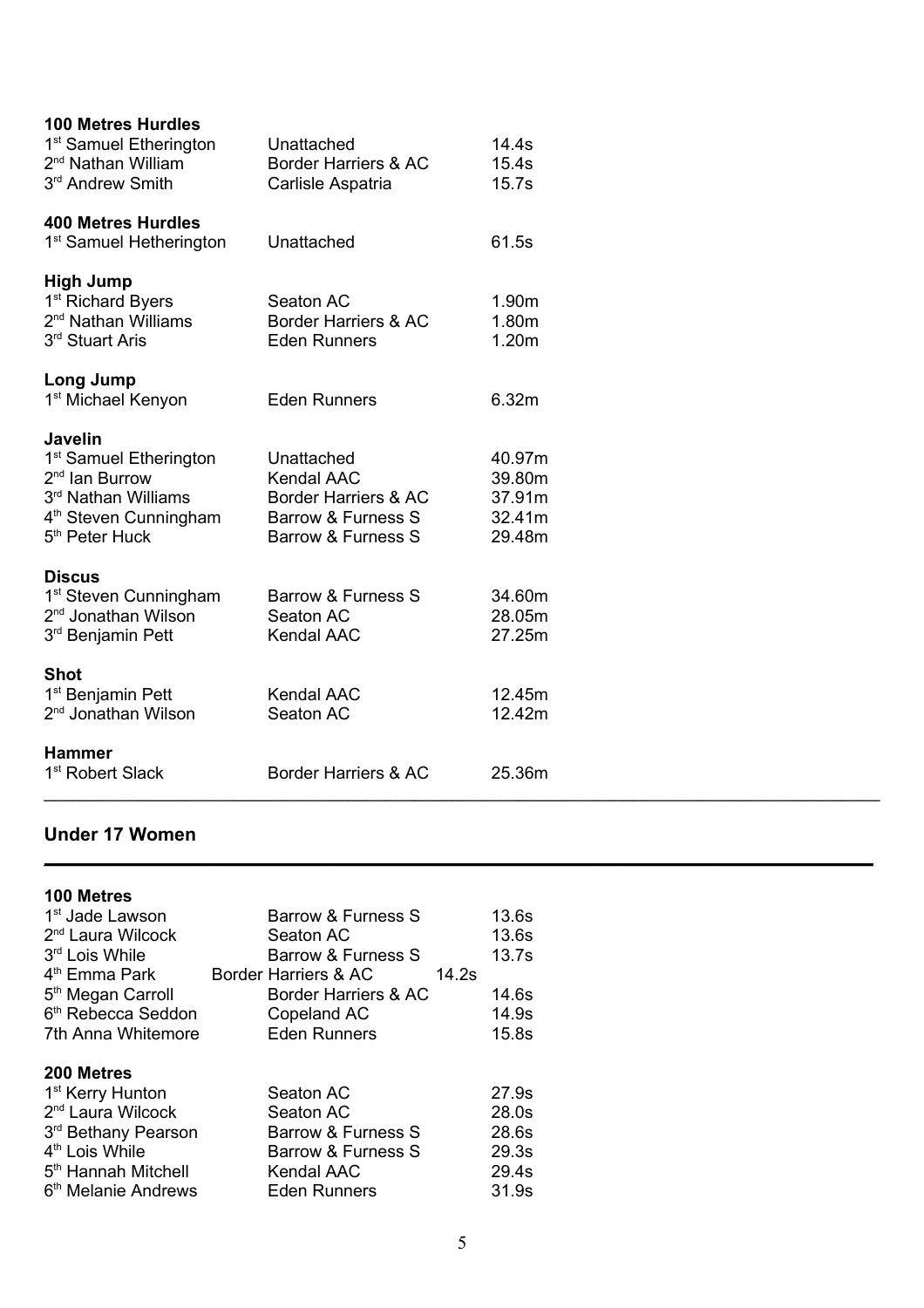**100 Metres Hurdles**

| | | |
|---|---|---|
| 1st Samuel Etherington | Unattached | 14.4s |
| 2nd Nathan William | Border Harriers & AC | 15.4s |
| 3rd Andrew Smith | Carlisle Aspatria | 15.7s |

**400 Metres Hurdles**

| | | |
|---|---|---|
| 1st Samuel Hetherington | Unattached | 61.5s |

**High Jump**

| | | |
|---|---|---|
| 1st Richard Byers | Seaton AC | 1.90m |
| 2nd Nathan Williams | Border Harriers & AC | 1.80m |
| 3rd Stuart Aris | Eden Runners | 1.20m |

**Long Jump**

| | | |
|---|---|---|
| 1st Michael Kenyon | Eden Runners | 6.32m |

**Javelin**

| | | |
|---|---|---|
| 1st Samuel Etherington | Unattached | 40.97m |
| 2nd Ian Burrow | Kendal AAC | 39.80m |
| 3rd Nathan Williams | Border Harriers & AC | 37.91m |
| 4th Steven Cunningham | Barrow & Furness S | 32.41m |
| 5th Peter Huck | Barrow & Furness S | 29.48m |

**Discus**

| | | |
|---|---|---|
| 1st Steven Cunningham | Barrow & Furness S | 34.60m |
| 2nd Jonathan Wilson | Seaton AC | 28.05m |
| 3rd Benjamin Pett | Kendal AAC | 27.25m |

**Shot**

| | | |
|---|---|---|
| 1st Benjamin Pett | Kendal AAC | 12.45m |
| 2nd Jonathan Wilson | Seaton AC | 12.42m |

**Hammer**

| | | |
|---|---|---|
| 1st Robert Slack | Border Harriers & AC | 25.36m |

---

## Under 17 Women

---

**100 Metres**

| | | |
|---|---|---|
| 1st Jade Lawson | Barrow & Furness S | 13.6s |
| 2nd Laura Wilcock | Seaton AC | 13.6s |
| 3rd Lois While | Barrow & Furness S | 13.7s |
| 4th Emma Park | Border Harriers & AC | 14.2s |
| 5th Megan Carroll | Border Harriers & AC | 14.6s |
| 6th Rebecca Seddon | Copeland AC | 14.9s |
| 7th Anna Whitemore | Eden Runners | 15.8s |

**200 Metres**

| | | |
|---|---|---|
| 1st Kerry Hunton | Seaton AC | 27.9s |
| 2nd Laura Wilcock | Seaton AC | 28.0s |
| 3rd Bethany Pearson | Barrow & Furness S | 28.6s |
| 4th Lois While | Barrow & Furness S | 29.3s |
| 5th Hannah Mitchell | Kendal AAC | 29.4s |
| 6th Melanie Andrews | Eden Runners | 31.9s |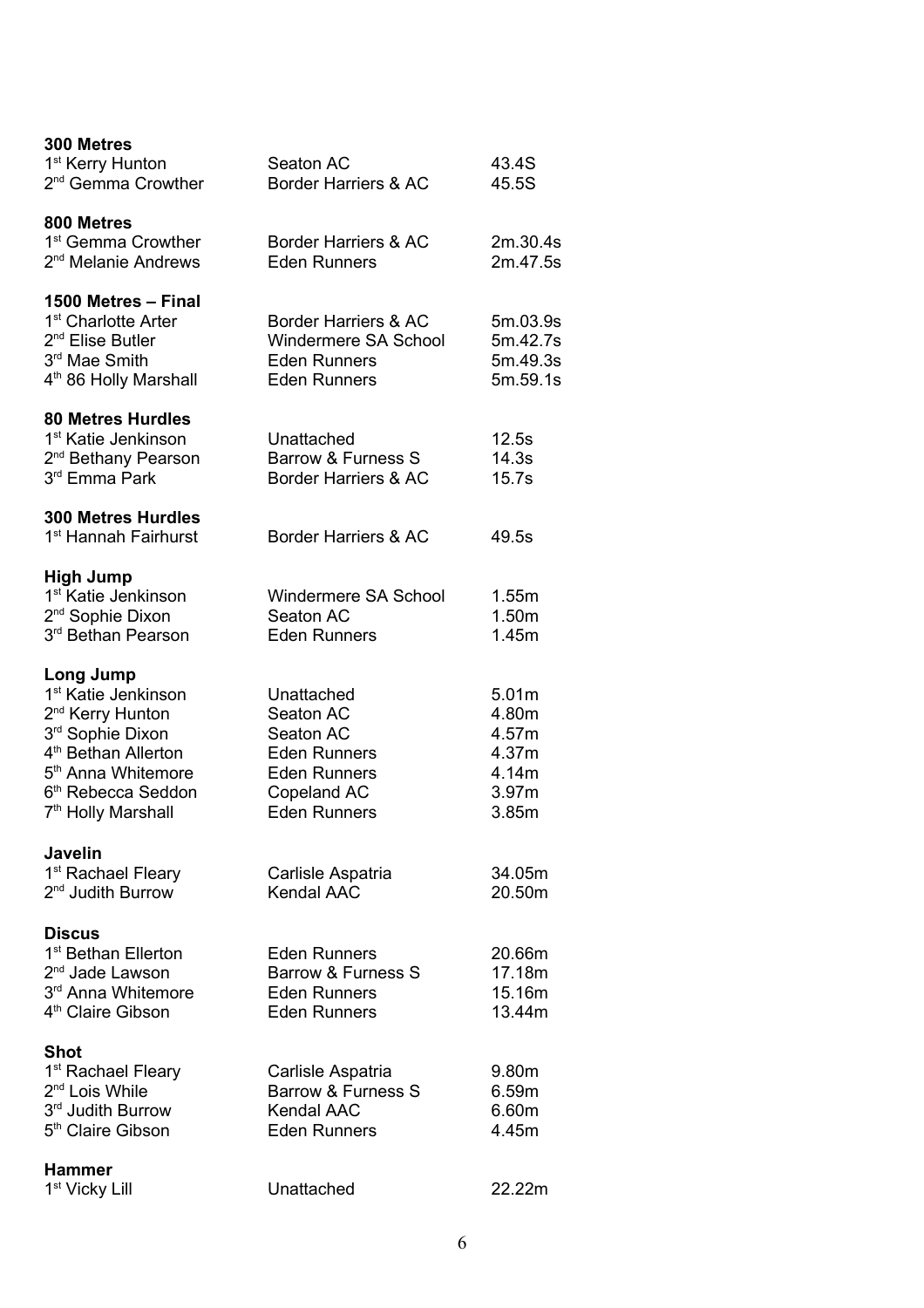**300 Metres**

| | | |
|---|---|---|
| 1st Kerry Hunton | Seaton AC | 43.4S |
| 2nd Gemma Crowther | Border Harriers & AC | 45.5S |

**800 Metres**

| | | |
|---|---|---|
| 1st Gemma Crowther | Border Harriers & AC | 2m.30.4s |
| 2nd Melanie Andrews | Eden Runners | 2m.47.5s |

**1500 Metres – Final**

| | | |
|---|---|---|
| 1st Charlotte Arter | Border Harriers & AC | 5m.03.9s |
| 2nd Elise Butler | Windermere SA School | 5m.42.7s |
| 3rd Mae Smith | Eden Runners | 5m.49.3s |
| 4th 86 Holly Marshall | Eden Runners | 5m.59.1s |

**80 Metres Hurdles**

| | | |
|---|---|---|
| 1st Katie Jenkinson | Unattached | 12.5s |
| 2nd Bethany Pearson | Barrow & Furness S | 14.3s |
| 3rd Emma Park | Border Harriers & AC | 15.7s |

**300 Metres Hurdles**

| | | |
|---|---|---|
| 1st Hannah Fairhurst | Border Harriers & AC | 49.5s |

**High Jump**

| | | |
|---|---|---|
| 1st Katie Jenkinson | Windermere SA School | 1.55m |
| 2nd Sophie Dixon | Seaton AC | 1.50m |
| 3rd Bethan Pearson | Eden Runners | 1.45m |

**Long Jump**

| | | |
|---|---|---|
| 1st Katie Jenkinson | Unattached | 5.01m |
| 2nd Kerry Hunton | Seaton AC | 4.80m |
| 3rd Sophie Dixon | Seaton AC | 4.57m |
| 4th Bethan Allerton | Eden Runners | 4.37m |
| 5th Anna Whitemore | Eden Runners | 4.14m |
| 6th Rebecca Seddon | Copeland AC | 3.97m |
| 7th Holly Marshall | Eden Runners | 3.85m |

**Javelin**

| | | |
|---|---|---|
| 1st Rachael Fleary | Carlisle Aspatria | 34.05m |
| 2nd Judith Burrow | Kendal AAC | 20.50m |

**Discus**

| | | |
|---|---|---|
| 1st Bethan Ellerton | Eden Runners | 20.66m |
| 2nd Jade Lawson | Barrow & Furness S | 17.18m |
| 3rd Anna Whitemore | Eden Runners | 15.16m |
| 4th Claire Gibson | Eden Runners | 13.44m |

**Shot**

| | | |
|---|---|---|
| 1st Rachael Fleary | Carlisle Aspatria | 9.80m |
| 2nd Lois While | Barrow & Furness S | 6.59m |
| 3rd Judith Burrow | Kendal AAC | 6.60m |
| 5th Claire Gibson | Eden Runners | 4.45m |

**Hammer**

| | | |
|---|---|---|
| 1st Vicky Lill | Unattached | 22.22m |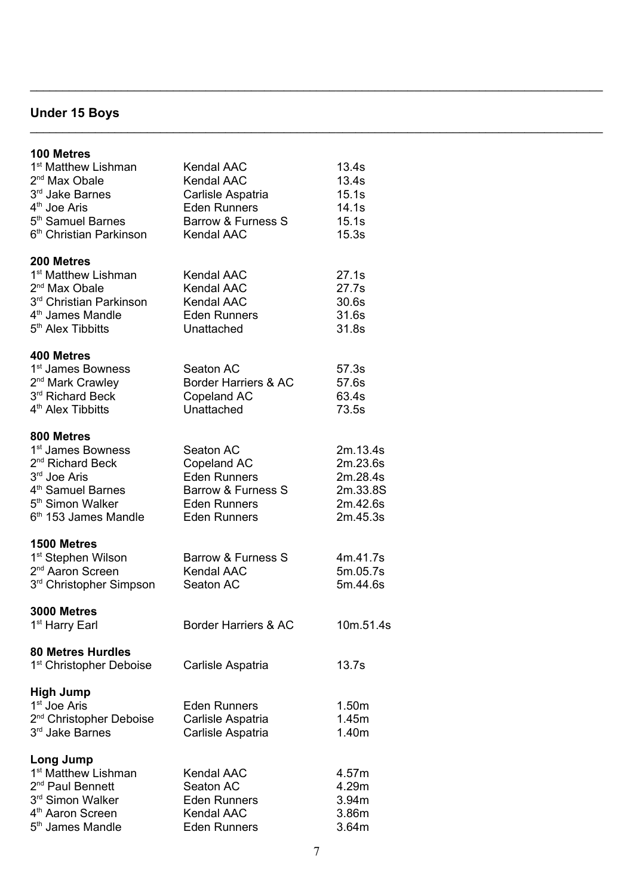## Under 15 Boys

**100 Metres**

| | | |
|---|---|---|
| 1st Matthew Lishman | Kendal AAC | 13.4s |
| 2nd Max Obale | Kendal AAC | 13.4s |
| 3rd Jake Barnes | Carlisle Aspatria | 15.1s |
| 4th Joe Aris | Eden Runners | 14.1s |
| 5th Samuel Barnes | Barrow & Furness S | 15.1s |
| 6th Christian Parkinson | Kendal AAC | 15.3s |

**200 Metres**

| | | |
|---|---|---|
| 1st Matthew Lishman | Kendal AAC | 27.1s |
| 2nd Max Obale | Kendal AAC | 27.7s |
| 3rd Christian Parkinson | Kendal AAC | 30.6s |
| 4th James Mandle | Eden Runners | 31.6s |
| 5th Alex Tibbitts | Unattached | 31.8s |

**400 Metres**

| | | |
|---|---|---|
| 1st James Bowness | Seaton AC | 57.3s |
| 2nd Mark Crawley | Border Harriers & AC | 57.6s |
| 3rd Richard Beck | Copeland AC | 63.4s |
| 4th Alex Tibbitts | Unattached | 73.5s |

**800 Metres**

| | | |
|---|---|---|
| 1st James Bowness | Seaton AC | 2m.13.4s |
| 2nd Richard Beck | Copeland AC | 2m.23.6s |
| 3rd Joe Aris | Eden Runners | 2m.28.4s |
| 4th Samuel Barnes | Barrow & Furness S | 2m.33.8S |
| 5th Simon Walker | Eden Runners | 2m.42.6s |
| 6th 153 James Mandle | Eden Runners | 2m.45.3s |

**1500 Metres**

| | | |
|---|---|---|
| 1st Stephen Wilson | Barrow & Furness S | 4m.41.7s |
| 2nd Aaron Screen | Kendal AAC | 5m.05.7s |
| 3rd Christopher Simpson | Seaton AC | 5m.44.6s |

**3000 Metres**

| | | |
|---|---|---|
| 1st Harry Earl | Border Harriers & AC | 10m.51.4s |

**80 Metres Hurdles**

| | | |
|---|---|---|
| 1st Christopher Deboise | Carlisle Aspatria | 13.7s |

**High Jump**

| | | |
|---|---|---|
| 1st Joe Aris | Eden Runners | 1.50m |
| 2nd Christopher Deboise | Carlisle Aspatria | 1.45m |
| 3rd Jake Barnes | Carlisle Aspatria | 1.40m |

**Long Jump**

| | | |
|---|---|---|
| 1st Matthew Lishman | Kendal AAC | 4.57m |
| 2nd Paul Bennett | Seaton AC | 4.29m |
| 3rd Simon Walker | Eden Runners | 3.94m |
| 4th Aaron Screen | Kendal AAC | 3.86m |
| 5th James Mandle | Eden Runners | 3.64m |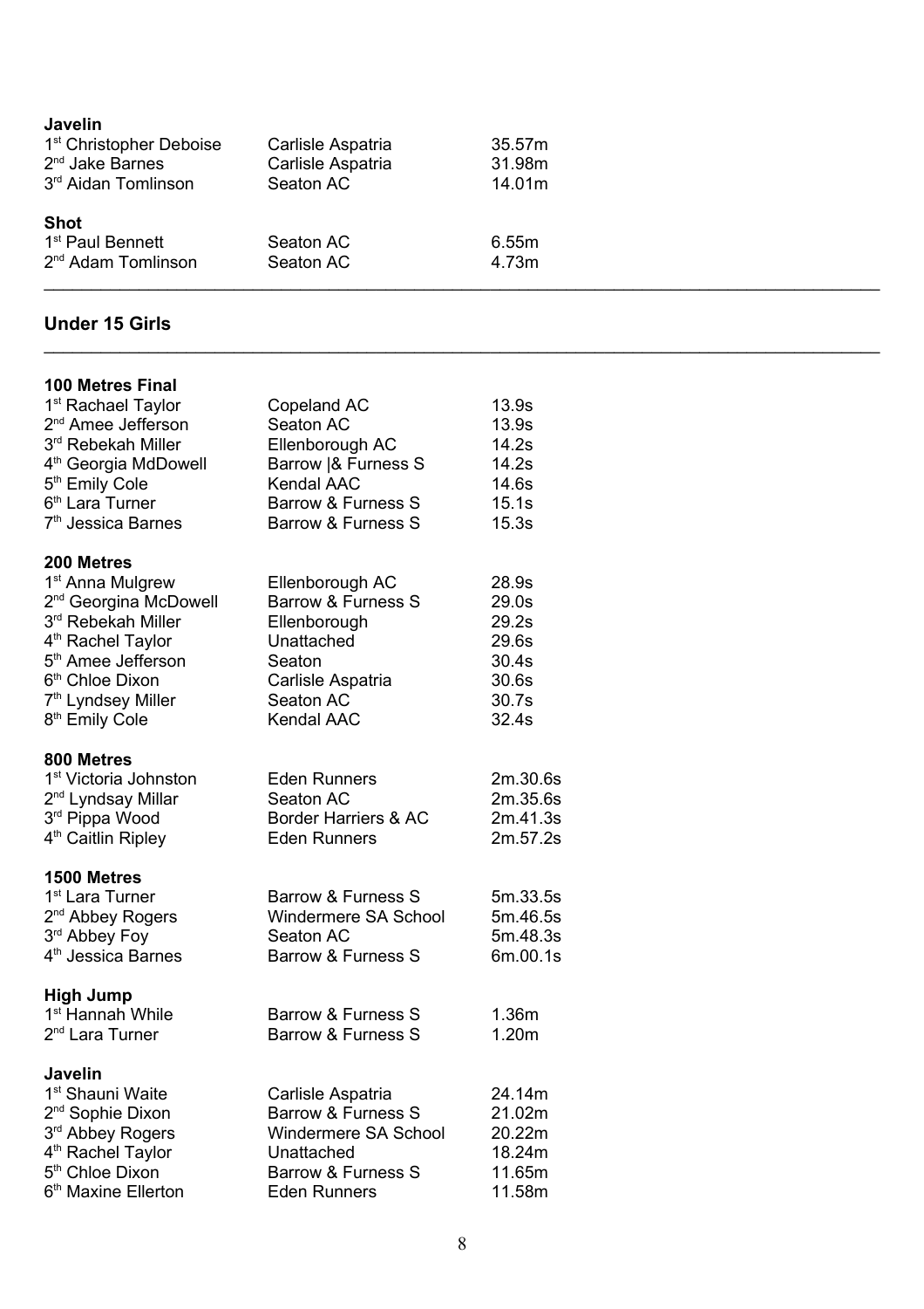**Javelin**

| | | |
|---|---|---|
| 1st Christopher Deboise | Carlisle Aspatria | 35.57m |
| 2nd Jake Barnes | Carlisle Aspatria | 31.98m |
| 3rd Aidan Tomlinson | Seaton AC | 14.01m |

**Shot**

| | | |
|---|---|---|
| 1st Paul Bennett | Seaton AC | 6.55m |
| 2nd Adam Tomlinson | Seaton AC | 4.73m |

---

## Under 15 Girls

---

**100 Metres Final**

| | | |
|---|---|---|
| 1st Rachael Taylor | Copeland AC | 13.9s |
| 2nd Amee Jefferson | Seaton AC | 13.9s |
| 3rd Rebekah Miller | Ellenborough AC | 14.2s |
| 4th Georgia MdDowell | Barrow \|& Furness S | 14.2s |
| 5th Emily Cole | Kendal AAC | 14.6s |
| 6th Lara Turner | Barrow & Furness S | 15.1s |
| 7th Jessica Barnes | Barrow & Furness S | 15.3s |

**200 Metres**

| | | |
|---|---|---|
| 1st Anna Mulgrew | Ellenborough AC | 28.9s |
| 2nd Georgina McDowell | Barrow & Furness S | 29.0s |
| 3rd Rebekah Miller | Ellenborough | 29.2s |
| 4th Rachel Taylor | Unattached | 29.6s |
| 5th Amee Jefferson | Seaton | 30.4s |
| 6th Chloe Dixon | Carlisle Aspatria | 30.6s |
| 7th Lyndsey Miller | Seaton AC | 30.7s |
| 8th Emily Cole | Kendal AAC | 32.4s |

**800 Metres**

| | | |
|---|---|---|
| 1st Victoria Johnston | Eden Runners | 2m.30.6s |
| 2nd Lyndsay Millar | Seaton AC | 2m.35.6s |
| 3rd Pippa Wood | Border Harriers & AC | 2m.41.3s |
| 4th Caitlin Ripley | Eden Runners | 2m.57.2s |

**1500 Metres**

| | | |
|---|---|---|
| 1st Lara Turner | Barrow & Furness S | 5m.33.5s |
| 2nd Abbey Rogers | Windermere SA School | 5m.46.5s |
| 3rd Abbey Foy | Seaton AC | 5m.48.3s |
| 4th Jessica Barnes | Barrow & Furness S | 6m.00.1s |

**High Jump**

| | | |
|---|---|---|
| 1st Hannah While | Barrow & Furness S | 1.36m |
| 2nd Lara Turner | Barrow & Furness S | 1.20m |

**Javelin**

| | | |
|---|---|---|
| 1st Shauni Waite | Carlisle Aspatria | 24.14m |
| 2nd Sophie Dixon | Barrow & Furness S | 21.02m |
| 3rd Abbey Rogers | Windermere SA School | 20.22m |
| 4th Rachel Taylor | Unattached | 18.24m |
| 5th Chloe Dixon | Barrow & Furness S | 11.65m |
| 6th Maxine Ellerton | Eden Runners | 11.58m |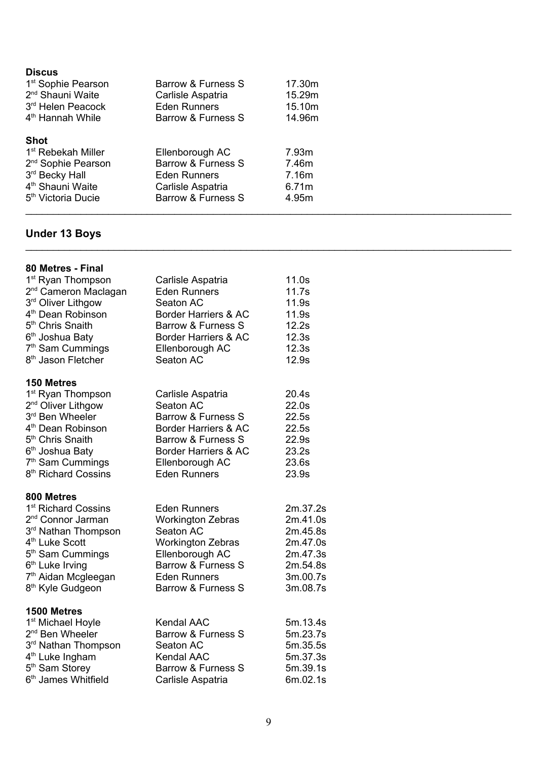**Discus**

| | | |
|---|---|---|
| 1st Sophie Pearson | Barrow & Furness S | 17.30m |
| 2nd Shauni Waite | Carlisle Aspatria | 15.29m |
| 3rd Helen Peacock | Eden Runners | 15.10m |
| 4th Hannah While | Barrow & Furness S | 14.96m |

**Shot**

| | | |
|---|---|---|
| 1st Rebekah Miller | Ellenborough AC | 7.93m |
| 2nd Sophie Pearson | Barrow & Furness S | 7.46m |
| 3rd Becky Hall | Eden Runners | 7.16m |
| 4th Shauni Waite | Carlisle Aspatria | 6.71m |
| 5th Victoria Ducie | Barrow & Furness S | 4.95m |

---

## Under 13 Boys

---

**80 Metres - Final**

| | | |
|---|---|---|
| 1st Ryan Thompson | Carlisle Aspatria | 11.0s |
| 2nd Cameron Maclagan | Eden Runners | 11.7s |
| 3rd Oliver Lithgow | Seaton AC | 11.9s |
| 4th Dean Robinson | Border Harriers & AC | 11.9s |
| 5th Chris Snaith | Barrow & Furness S | 12.2s |
| 6th Joshua Baty | Border Harriers & AC | 12.3s |
| 7th Sam Cummings | Ellenborough AC | 12.3s |
| 8th Jason Fletcher | Seaton AC | 12.9s |

**150 Metres**

| | | |
|---|---|---|
| 1st Ryan Thompson | Carlisle Aspatria | 20.4s |
| 2nd Oliver Lithgow | Seaton AC | 22.0s |
| 3rd Ben Wheeler | Barrow & Furness S | 22.5s |
| 4th Dean Robinson | Border Harriers & AC | 22.5s |
| 5th Chris Snaith | Barrow & Furness S | 22.9s |
| 6th Joshua Baty | Border Harriers & AC | 23.2s |
| 7th Sam Cummings | Ellenborough AC | 23.6s |
| 8th Richard Cossins | Eden Runners | 23.9s |

**800 Metres**

| | | |
|---|---|---|
| 1st Richard Cossins | Eden Runners | 2m.37.2s |
| 2nd Connor Jarman | Workington Zebras | 2m.41.0s |
| 3rd Nathan Thompson | Seaton AC | 2m.45.8s |
| 4th Luke Scott | Workington Zebras | 2m.47.0s |
| 5th Sam Cummings | Ellenborough AC | 2m.47.3s |
| 6th Luke Irving | Barrow & Furness S | 2m.54.8s |
| 7th Aidan Mcgleegan | Eden Runners | 3m.00.7s |
| 8th Kyle Gudgeon | Barrow & Furness S | 3m.08.7s |

**1500 Metres**

| | | |
|---|---|---|
| 1st Michael Hoyle | Kendal AAC | 5m.13.4s |
| 2nd Ben Wheeler | Barrow & Furness S | 5m.23.7s |
| 3rd Nathan Thompson | Seaton AC | 5m.35.5s |
| 4th Luke Ingham | Kendal AAC | 5m.37.3s |
| 5th Sam Storey | Barrow & Furness S | 5m.39.1s |
| 6th James Whitfield | Carlisle Aspatria | 6m.02.1s |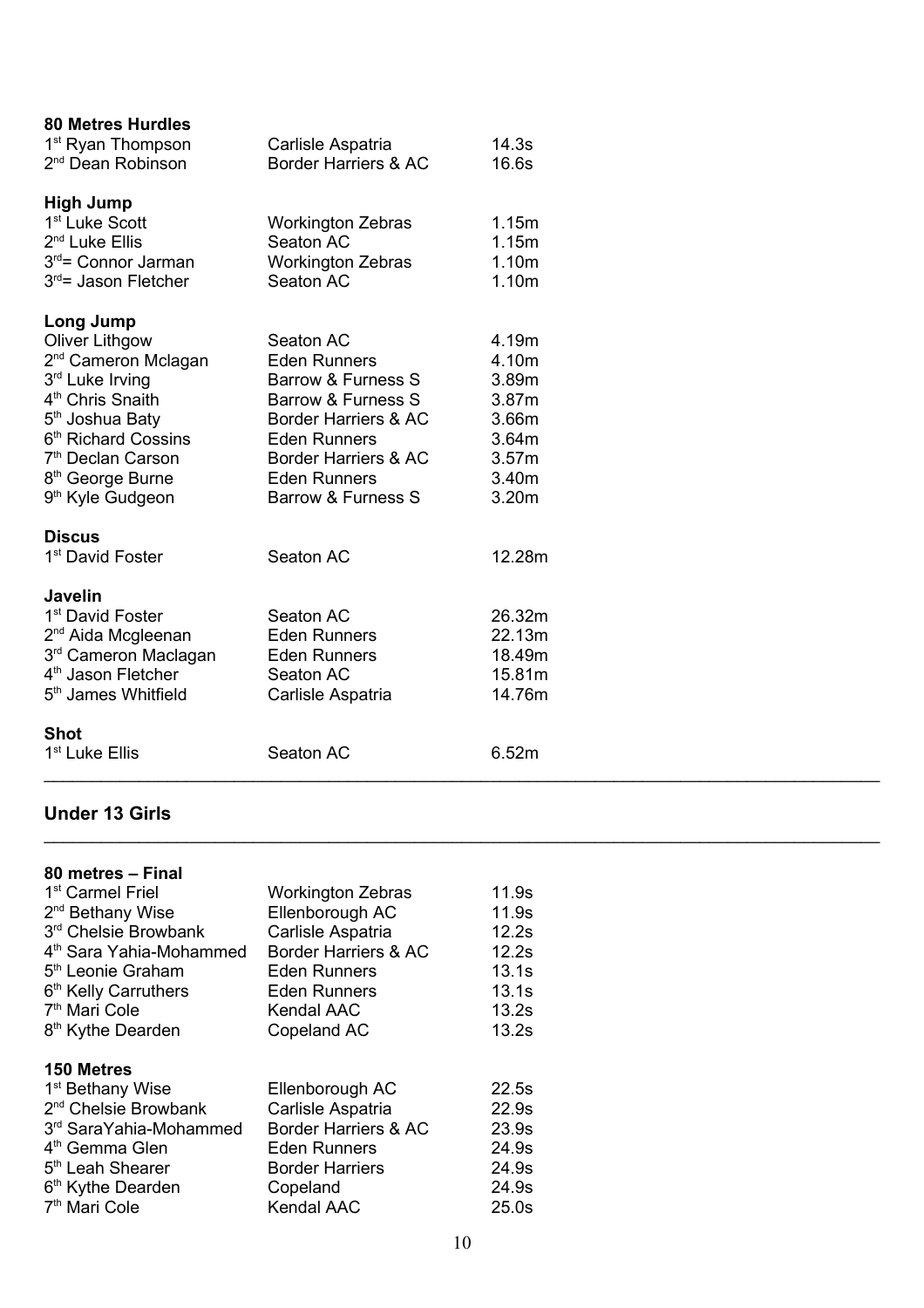**80 Metres Hurdles**

| | | |
|---|---|---|
| 1st Ryan Thompson | Carlisle Aspatria | 14.3s |
| 2nd Dean Robinson | Border Harriers & AC | 16.6s |

**High Jump**

| | | |
|---|---|---|
| 1st Luke Scott | Workington Zebras | 1.15m |
| 2nd Luke Ellis | Seaton AC | 1.15m |
| 3rd= Connor Jarman | Workington Zebras | 1.10m |
| 3rd= Jason Fletcher | Seaton AC | 1.10m |

**Long Jump**

| | | |
|---|---|---|
| Oliver Lithgow | Seaton AC | 4.19m |
| 2nd Cameron Mclagan | Eden Runners | 4.10m |
| 3rd Luke Irving | Barrow & Furness S | 3.89m |
| 4th Chris Snaith | Barrow & Furness S | 3.87m |
| 5th Joshua Baty | Border Harriers & AC | 3.66m |
| 6th Richard Cossins | Eden Runners | 3.64m |
| 7th Declan Carson | Border Harriers & AC | 3.57m |
| 8th George Burne | Eden Runners | 3.40m |
| 9th Kyle Gudgeon | Barrow & Furness S | 3.20m |

**Discus**

| | | |
|---|---|---|
| 1st David Foster | Seaton AC | 12.28m |

**Javelin**

| | | |
|---|---|---|
| 1st David Foster | Seaton AC | 26.32m |
| 2nd Aida Mcgleenan | Eden Runners | 22.13m |
| 3rd Cameron Maclagan | Eden Runners | 18.49m |
| 4th Jason Fletcher | Seaton AC | 15.81m |
| 5th James Whitfield | Carlisle Aspatria | 14.76m |

**Shot**

| | | |
|---|---|---|
| 1st Luke Ellis | Seaton AC | 6.52m |

---

## Under 13 Girls

---

**80 metres – Final**

| | | |
|---|---|---|
| 1st Carmel Friel | Workington Zebras | 11.9s |
| 2nd Bethany Wise | Ellenborough AC | 11.9s |
| 3rd Chelsie Browbank | Carlisle Aspatria | 12.2s |
| 4th Sara Yahia-Mohammed | Border Harriers & AC | 12.2s |
| 5th Leonie Graham | Eden Runners | 13.1s |
| 6th Kelly Carruthers | Eden Runners | 13.1s |
| 7th Mari Cole | Kendal AAC | 13.2s |
| 8th Kythe Dearden | Copeland AC | 13.2s |

**150 Metres**

| | | |
|---|---|---|
| 1st Bethany Wise | Ellenborough AC | 22.5s |
| 2nd Chelsie Browbank | Carlisle Aspatria | 22.9s |
| 3rd SaraYahia-Mohammed | Border Harriers & AC | 23.9s |
| 4th Gemma Glen | Eden Runners | 24.9s |
| 5th Leah Shearer | Border Harriers | 24.9s |
| 6th Kythe Dearden | Copeland | 24.9s |
| 7th Mari Cole | Kendal AAC | 25.0s |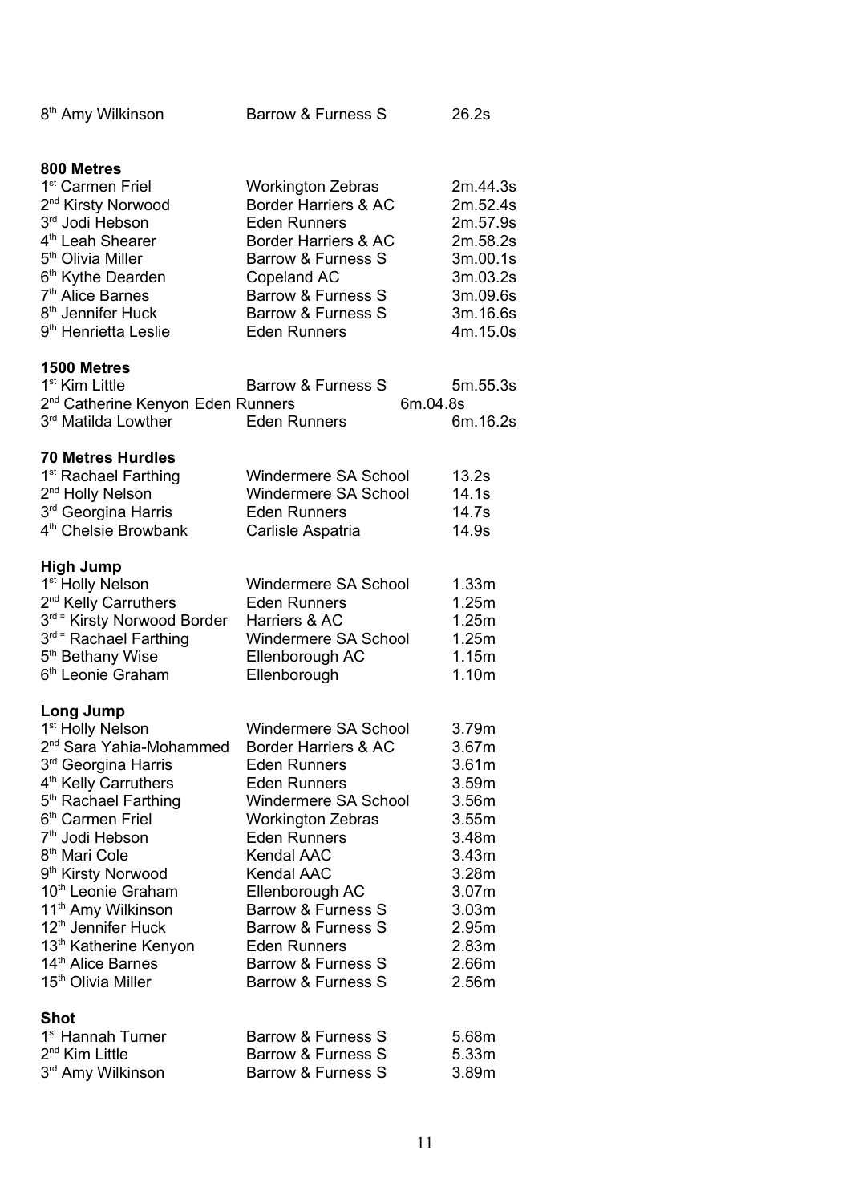| | | |
|---|---|---|
| 8th Amy Wilkinson | Barrow & Furness S | 26.2s |

**800 Metres**

| | | |
|---|---|---|
| 1st Carmen Friel | Workington Zebras | 2m.44.3s |
| 2nd Kirsty Norwood | Border Harriers & AC | 2m.52.4s |
| 3rd Jodi Hebson | Eden Runners | 2m.57.9s |
| 4th Leah Shearer | Border Harriers & AC | 2m.58.2s |
| 5th Olivia Miller | Barrow & Furness S | 3m.00.1s |
| 6th Kythe Dearden | Copeland AC | 3m.03.2s |
| 7th Alice Barnes | Barrow & Furness S | 3m.09.6s |
| 8th Jennifer Huck | Barrow & Furness S | 3m.16.6s |
| 9th Henrietta Leslie | Eden Runners | 4m.15.0s |

**1500 Metres**

| | | |
|---|---|---|
| 1st Kim Little | Barrow & Furness S | 5m.55.3s |
| 2nd Catherine Kenyon | Eden Runners | 6m.04.8s |
| 3rd Matilda Lowther | Eden Runners | 6m.16.2s |

**70 Metres Hurdles**

| | | |
|---|---|---|
| 1st Rachael Farthing | Windermere SA School | 13.2s |
| 2nd Holly Nelson | Windermere SA School | 14.1s |
| 3rd Georgina Harris | Eden Runners | 14.7s |
| 4th Chelsie Browbank | Carlisle Aspatria | 14.9s |

**High Jump**

| | | |
|---|---|---|
| 1st Holly Nelson | Windermere SA School | 1.33m |
| 2nd Kelly Carruthers | Eden Runners | 1.25m |
| 3rd = Kirsty Norwood | Border Harriers & AC | 1.25m |
| 3rd = Rachael Farthing | Windermere SA School | 1.25m |
| 5th Bethany Wise | Ellenborough AC | 1.15m |
| 6th Leonie Graham | Ellenborough | 1.10m |

**Long Jump**

| | | |
|---|---|---|
| 1st Holly Nelson | Windermere SA School | 3.79m |
| 2nd Sara Yahia-Mohammed | Border Harriers & AC | 3.67m |
| 3rd Georgina Harris | Eden Runners | 3.61m |
| 4th Kelly Carruthers | Eden Runners | 3.59m |
| 5th Rachael Farthing | Windermere SA School | 3.56m |
| 6th Carmen Friel | Workington Zebras | 3.55m |
| 7th Jodi Hebson | Eden Runners | 3.48m |
| 8th Mari Cole | Kendal AAC | 3.43m |
| 9th Kirsty Norwood | Kendal AAC | 3.28m |
| 10th Leonie Graham | Ellenborough AC | 3.07m |
| 11th Amy Wilkinson | Barrow & Furness S | 3.03m |
| 12th Jennifer Huck | Barrow & Furness S | 2.95m |
| 13th Katherine Kenyon | Eden Runners | 2.83m |
| 14th Alice Barnes | Barrow & Furness S | 2.66m |
| 15th Olivia Miller | Barrow & Furness S | 2.56m |

**Shot**

| | | |
|---|---|---|
| 1st Hannah Turner | Barrow & Furness S | 5.68m |
| 2nd Kim Little | Barrow & Furness S | 5.33m |
| 3rd Amy Wilkinson | Barrow & Furness S | 3.89m |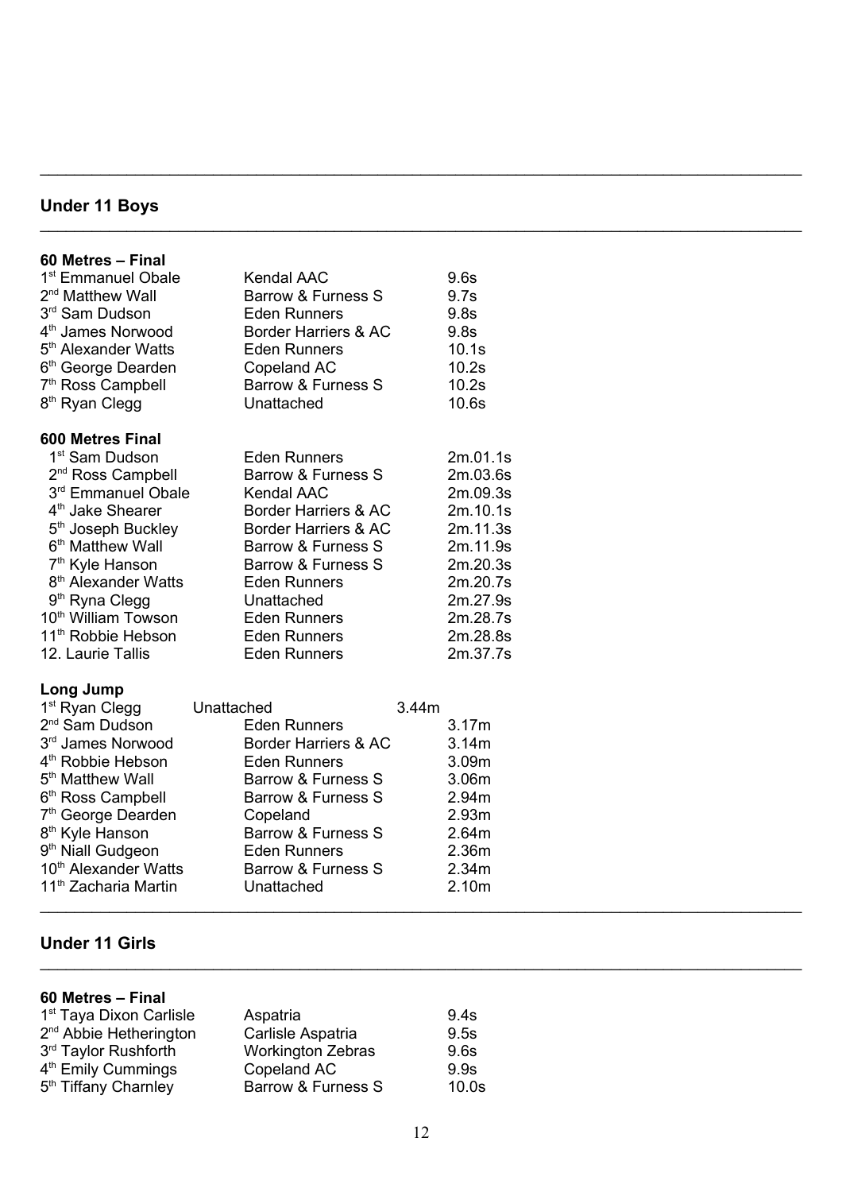## Under 11 Boys

### 60 Metres – Final

| | | |
|---|---|---|
| 1st Emmanuel Obale | Kendal AAC | 9.6s |
| 2nd Matthew Wall | Barrow & Furness S | 9.7s |
| 3rd Sam Dudson | Eden Runners | 9.8s |
| 4th James Norwood | Border Harriers & AC | 9.8s |
| 5th Alexander Watts | Eden Runners | 10.1s |
| 6th George Dearden | Copeland AC | 10.2s |
| 7th Ross Campbell | Barrow & Furness S | 10.2s |
| 8th Ryan Clegg | Unattached | 10.6s |

### 600 Metres Final

| | | |
|---|---|---|
| 1st Sam Dudson | Eden Runners | 2m.01.1s |
| 2nd Ross Campbell | Barrow & Furness S | 2m.03.6s |
| 3rd Emmanuel Obale | Kendal AAC | 2m.09.3s |
| 4th Jake Shearer | Border Harriers & AC | 2m.10.1s |
| 5th Joseph Buckley | Border Harriers & AC | 2m.11.3s |
| 6th Matthew Wall | Barrow & Furness S | 2m.11.9s |
| 7th Kyle Hanson | Barrow & Furness S | 2m.20.3s |
| 8th Alexander Watts | Eden Runners | 2m.20.7s |
| 9th Ryna Clegg | Unattached | 2m.27.9s |
| 10th William Towson | Eden Runners | 2m.28.7s |
| 11th Robbie Hebson | Eden Runners | 2m.28.8s |
| 12. Laurie Tallis | Eden Runners | 2m.37.7s |

### Long Jump

| | | |
|---|---|---|
| 1st Ryan Clegg | Unattached | 3.44m |
| 2nd Sam Dudson | Eden Runners | 3.17m |
| 3rd James Norwood | Border Harriers & AC | 3.14m |
| 4th Robbie Hebson | Eden Runners | 3.09m |
| 5th Matthew Wall | Barrow & Furness S | 3.06m |
| 6th Ross Campbell | Barrow & Furness S | 2.94m |
| 7th George Dearden | Copeland | 2.93m |
| 8th Kyle Hanson | Barrow & Furness S | 2.64m |
| 9th Niall Gudgeon | Eden Runners | 2.36m |
| 10th Alexander Watts | Barrow & Furness S | 2.34m |
| 11th Zacharia Martin | Unattached | 2.10m |

## Under 11 Girls

### 60 Metres – Final

| | | |
|---|---|---|
| 1st Taya Dixon Carlisle | Aspatria | 9.4s |
| 2nd Abbie Hetherington | Carlisle Aspatria | 9.5s |
| 3rd Taylor Rushforth | Workington Zebras | 9.6s |
| 4th Emily Cummings | Copeland AC | 9.9s |
| 5th Tiffany Charnley | Barrow & Furness S | 10.0s |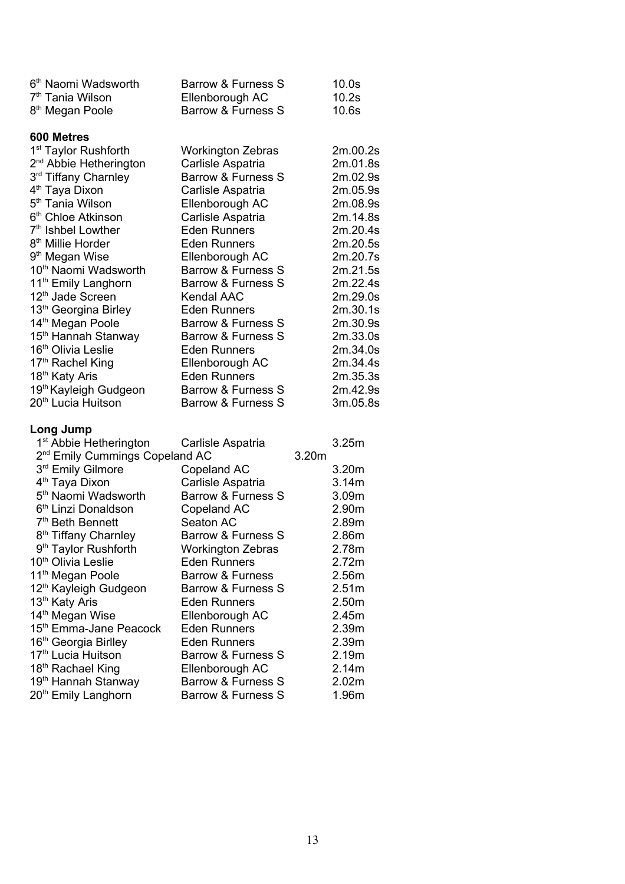| | | |
|---|---|---|
| 6th Naomi Wadsworth | Barrow & Furness S | 10.0s |
| 7th Tania Wilson | Ellenborough AC | 10.2s |
| 8th Megan Poole | Barrow & Furness S | 10.6s |

**600 Metres**

| | | |
|---|---|---|
| 1st Taylor Rushforth | Workington Zebras | 2m.00.2s |
| 2nd Abbie Hetherington | Carlisle Aspatria | 2m.01.8s |
| 3rd Tiffany Charnley | Barrow & Furness S | 2m.02.9s |
| 4th Taya Dixon | Carlisle Aspatria | 2m.05.9s |
| 5th Tania Wilson | Ellenborough AC | 2m.08.9s |
| 6th Chloe Atkinson | Carlisle Aspatria | 2m.14.8s |
| 7th Ishbel Lowther | Eden Runners | 2m.20.4s |
| 8th Millie Horder | Eden Runners | 2m.20.5s |
| 9th Megan Wise | Ellenborough AC | 2m.20.7s |
| 10th Naomi Wadsworth | Barrow & Furness S | 2m.21.5s |
| 11th Emily Langhorn | Barrow & Furness S | 2m.22.4s |
| 12th Jade Screen | Kendal AAC | 2m.29.0s |
| 13th Georgina Birley | Eden Runners | 2m.30.1s |
| 14th Megan Poole | Barrow & Furness S | 2m.30.9s |
| 15th Hannah Stanway | Barrow & Furness S | 2m.33.0s |
| 16th Olivia Leslie | Eden Runners | 2m.34.0s |
| 17th Rachel King | Ellenborough AC | 2m.34.4s |
| 18th Katy Aris | Eden Runners | 2m.35.3s |
| 19th Kayleigh Gudgeon | Barrow & Furness S | 2m.42.9s |
| 20th Lucia Huitson | Barrow & Furness S | 3m.05.8s |

**Long Jump**

| | | |
|---|---|---|
| 1st Abbie Hetherington | Carlisle Aspatria | 3.25m |
| 2nd Emily Cummings | Copeland AC | 3.20m |
| 3rd Emily Gilmore | Copeland AC | 3.20m |
| 4th Taya Dixon | Carlisle Aspatria | 3.14m |
| 5th Naomi Wadsworth | Barrow & Furness S | 3.09m |
| 6th Linzi Donaldson | Copeland AC | 2.90m |
| 7th Beth Bennett | Seaton AC | 2.89m |
| 8th Tiffany Charnley | Barrow & Furness S | 2.86m |
| 9th Taylor Rushforth | Workington Zebras | 2.78m |
| 10th Olivia Leslie | Eden Runners | 2.72m |
| 11th Megan Poole | Barrow & Furness | 2.56m |
| 12th Kayleigh Gudgeon | Barrow & Furness S | 2.51m |
| 13th Katy Aris | Eden Runners | 2.50m |
| 14th Megan Wise | Ellenborough AC | 2.45m |
| 15th Emma-Jane Peacock | Eden Runners | 2.39m |
| 16th Georgia Birlley | Eden Runners | 2.39m |
| 17th Lucia Huitson | Barrow & Furness S | 2.19m |
| 18th Rachael King | Ellenborough AC | 2.14m |
| 19th Hannah Stanway | Barrow & Furness S | 2.02m |
| 20th Emily Langhorn | Barrow & Furness S | 1.96m |